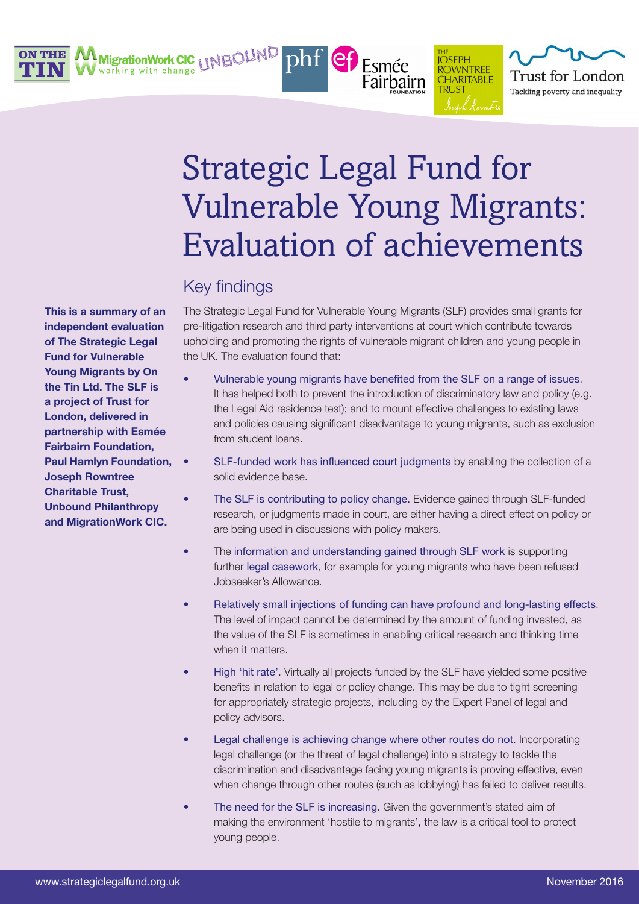# Strategic Legal Fund for Vulnerable Young Migrants: Evaluation of achievements

**This is a summary of an independent evaluation of The Strategic Legal Fund for Vulnerable Young Migrants by On the Tin Ltd. The SLF is a project of Trust for London, delivered in partnership with Esmée Fairbairn Foundation, Paul Hamlyn Foundation, Joseph Rowntree Charitable Trust, Unbound Philanthropy and MigrationWork CIC.**

## Key findings

The Strategic Legal Fund for Vulnerable Young Migrants (SLF) provides small grants for pre-litigation research and third party interventions at court which contribute towards upholding and promoting the rights of vulnerable migrant children and young people in the UK. The evaluation found that:

- Vulnerable young migrants have benefited from the SLF on a range of issues. It has helped both to prevent the introduction of discriminatory law and policy (e.g. the Legal Aid residence test); and to mount effective challenges to existing laws and policies causing significant disadvantage to young migrants, such as exclusion from student loans.
- SLF-funded work has influenced court judgments by enabling the collection of a solid evidence base.
- The SLF is contributing to policy change. Evidence gained through SLF-funded research, or judgments made in court, are either having a direct effect on policy or are being used in discussions with policy makers.
- The information and understanding gained through SLF work is supporting further legal casework, for example for young migrants who have been refused Jobseeker's Allowance.
- Relatively small injections of funding can have profound and long-lasting effects. The level of impact cannot be determined by the amount of funding invested, as the value of the SLF is sometimes in enabling critical research and thinking time when it matters.
- High 'hit rate'. Virtually all projects funded by the SLF have yielded some positive benefits in relation to legal or policy change. This may be due to tight screening for appropriately strategic projects, including by the Expert Panel of legal and policy advisors.
- Legal challenge is achieving change where other routes do not. Incorporating legal challenge (or the threat of legal challenge) into a strategy to tackle the discrimination and disadvantage facing young migrants is proving effective, even when change through other routes (such as lobbying) has failed to deliver results.
- The need for the SLF is increasing. Given the government's stated aim of making the environment 'hostile to migrants', the law is a critical tool to protect young people.

www.strategiclegalfund.org.uk November 2016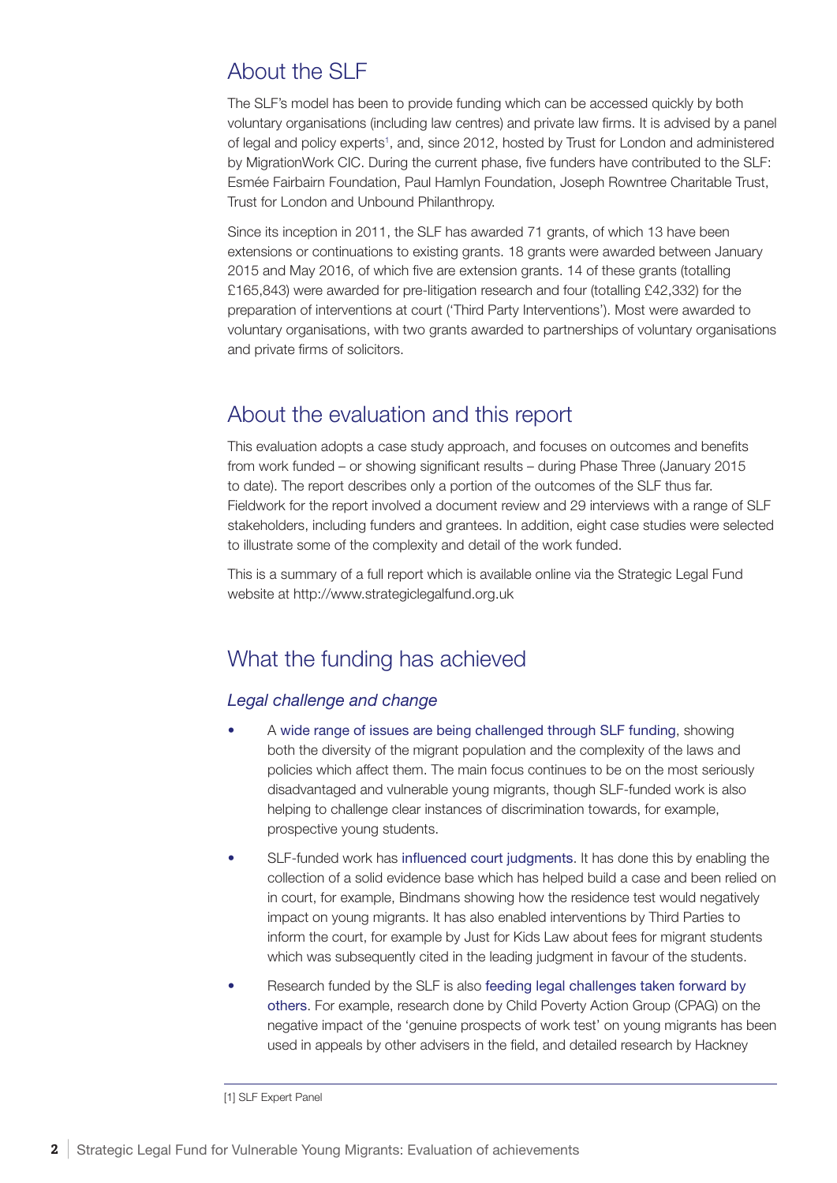## About the SLF

The SLF's model has been to provide funding which can be accessed quickly by both voluntary organisations (including law centres) and private law firms. It is advised by a panel of legal and policy experts[1], and, since 2012, hosted by Trust for London and administered by MigrationWork CIC. During the current phase, five funders have contributed to the SLF: Esmée Fairbairn Foundation, Paul Hamlyn Foundation, Joseph Rowntree Charitable Trust, Trust for London and Unbound Philanthropy.

Since its inception in 2011, the SLF has awarded 71 grants, of which 13 have been extensions or continuations to existing grants. 18 grants were awarded between January 2015 and May 2016, of which five are extension grants. 14 of these grants (totalling £165,843) were awarded for pre-litigation research and four (totalling £42,332) for the preparation of interventions at court ('Third Party Interventions'). Most were awarded to voluntary organisations, with two grants awarded to partnerships of voluntary organisations and private firms of solicitors.

## About the evaluation and this report

This evaluation adopts a case study approach, and focuses on outcomes and benefits from work funded – or showing significant results – during Phase Three (January 2015 to date). The report describes only a portion of the outcomes of the SLF thus far. Fieldwork for the report involved a document review and 29 interviews with a range of SLF stakeholders, including funders and grantees. In addition, eight case studies were selected to illustrate some of the complexity and detail of the work funded.

This is a summary of a full report which is available online via the Strategic Legal Fund website at http://www.strategiclegalfund.org.uk

## What the funding has achieved

### *Legal challenge and change*

- A wide range of issues are being challenged through SLF funding, showing both the diversity of the migrant population and the complexity of the laws and policies which affect them. The main focus continues to be on the most seriously disadvantaged and vulnerable young migrants, though SLF-funded work is also helping to challenge clear instances of discrimination towards, for example, prospective young students.
- SLF-funded work has influenced court judgments. It has done this by enabling the collection of a solid evidence base which has helped build a case and been relied on in court, for example, Bindmans showing how the residence test would negatively impact on young migrants. It has also enabled interventions by Third Parties to inform the court, for example by Just for Kids Law about fees for migrant students which was subsequently cited in the leading judgment in favour of the students.
- Research funded by the SLF is also feeding legal challenges taken forward by others. For example, research done by Child Poverty Action Group (CPAG) on the negative impact of the 'genuine prospects of work test' on young migrants has been used in appeals by other advisers in the field, and detailed research by Hackney

[1] SLF Expert Panel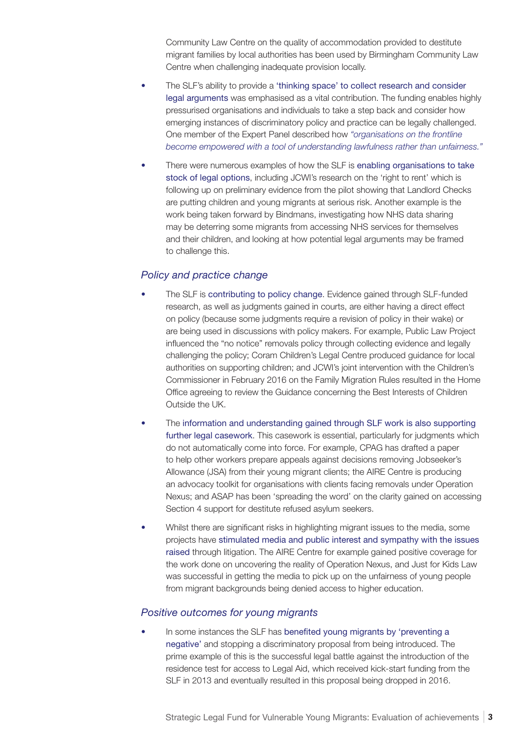Community Law Centre on the quality of accommodation provided to destitute migrant families by local authorities has been used by Birmingham Community Law Centre when challenging inadequate provision locally.

- The SLF's ability to provide a 'thinking space' to collect research and consider legal arguments was emphasised as a vital contribution. The funding enables highly pressurised organisations and individuals to take a step back and consider how emerging instances of discriminatory policy and practice can be legally challenged. One member of the Expert Panel described how *"organisations on the frontline become empowered with a tool of understanding lawfulness rather than unfairness."*
- There were numerous examples of how the SLF is enabling organisations to take stock of legal options, including JCWI's research on the 'right to rent' which is following up on preliminary evidence from the pilot showing that Landlord Checks are putting children and young migrants at serious risk. Another example is the work being taken forward by Bindmans, investigating how NHS data sharing may be deterring some migrants from accessing NHS services for themselves and their children, and looking at how potential legal arguments may be framed to challenge this.

### *Policy and practice change*

- The SLF is contributing to policy change. Evidence gained through SLF-funded research, as well as judgments gained in courts, are either having a direct effect on policy (because some judgments require a revision of policy in their wake) or are being used in discussions with policy makers. For example, Public Law Project influenced the "no notice" removals policy through collecting evidence and legally challenging the policy; Coram Children's Legal Centre produced guidance for local authorities on supporting children; and JCWI's joint intervention with the Children's Commissioner in February 2016 on the Family Migration Rules resulted in the Home Office agreeing to review the Guidance concerning the Best Interests of Children Outside the UK.
- The information and understanding gained through SLF work is also supporting further legal casework. This casework is essential, particularly for judgments which do not automatically come into force. For example, CPAG has drafted a paper to help other workers prepare appeals against decisions removing Jobseeker's Allowance (JSA) from their young migrant clients; the AIRE Centre is producing an advocacy toolkit for organisations with clients facing removals under Operation Nexus; and ASAP has been 'spreading the word' on the clarity gained on accessing Section 4 support for destitute refused asylum seekers.
- Whilst there are significant risks in highlighting migrant issues to the media, some projects have stimulated media and public interest and sympathy with the issues raised through litigation. The AIRE Centre for example gained positive coverage for the work done on uncovering the reality of Operation Nexus, and Just for Kids Law was successful in getting the media to pick up on the unfairness of young people from migrant backgrounds being denied access to higher education.

### *Positive outcomes for young migrants*

- In some instances the SLF has benefited young migrants by 'preventing a negative' and stopping a discriminatory proposal from being introduced. The prime example of this is the successful legal battle against the introduction of the residence test for access to Legal Aid, which received kick-start funding from the SLF in 2013 and eventually resulted in this proposal being dropped in 2016.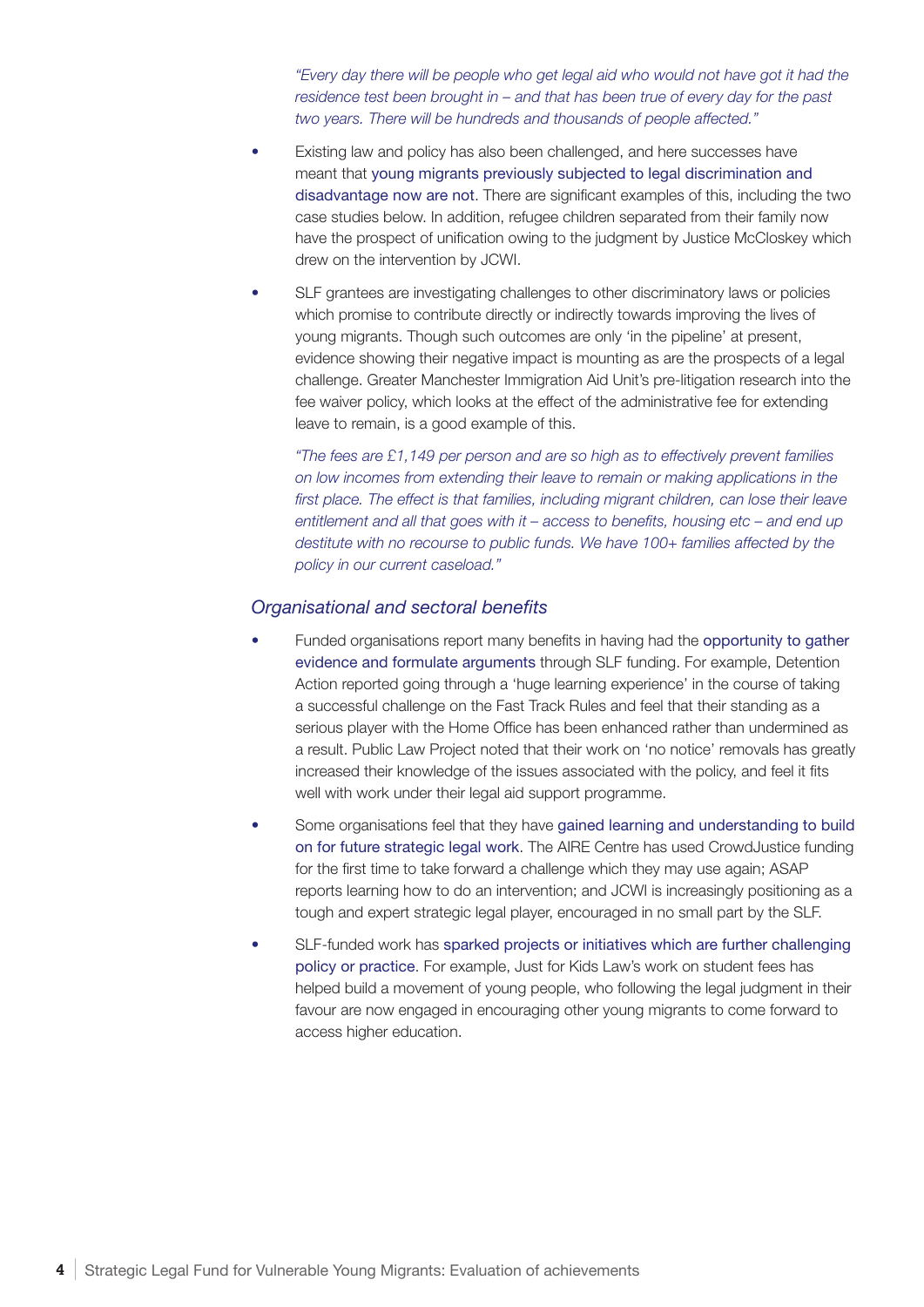*"Every day there will be people who get legal aid who would not have got it had the residence test been brought in – and that has been true of every day for the past two years. There will be hundreds and thousands of people affected."*

- Existing law and policy has also been challenged, and here successes have meant that young migrants previously subjected to legal discrimination and disadvantage now are not. There are significant examples of this, including the two case studies below. In addition, refugee children separated from their family now have the prospect of unification owing to the judgment by Justice McCloskey which drew on the intervention by JCWI.
- SLF grantees are investigating challenges to other discriminatory laws or policies which promise to contribute directly or indirectly towards improving the lives of young migrants. Though such outcomes are only 'in the pipeline' at present, evidence showing their negative impact is mounting as are the prospects of a legal challenge. Greater Manchester Immigration Aid Unit's pre-litigation research into the fee waiver policy, which looks at the effect of the administrative fee for extending leave to remain, is a good example of this.

  *"The fees are £1,149 per person and are so high as to effectively prevent families on low incomes from extending their leave to remain or making applications in the first place. The effect is that families, including migrant children, can lose their leave entitlement and all that goes with it – access to benefits, housing etc – and end up destitute with no recourse to public funds. We have 100+ families affected by the policy in our current caseload."*

### *Organisational and sectoral benefits*

- Funded organisations report many benefits in having had the opportunity to gather evidence and formulate arguments through SLF funding. For example, Detention Action reported going through a 'huge learning experience' in the course of taking a successful challenge on the Fast Track Rules and feel that their standing as a serious player with the Home Office has been enhanced rather than undermined as a result. Public Law Project noted that their work on 'no notice' removals has greatly increased their knowledge of the issues associated with the policy, and feel it fits well with work under their legal aid support programme.
- Some organisations feel that they have gained learning and understanding to build on for future strategic legal work. The AIRE Centre has used CrowdJustice funding for the first time to take forward a challenge which they may use again; ASAP reports learning how to do an intervention; and JCWI is increasingly positioning as a tough and expert strategic legal player, encouraged in no small part by the SLF.
- SLF-funded work has sparked projects or initiatives which are further challenging policy or practice. For example, Just for Kids Law's work on student fees has helped build a movement of young people, who following the legal judgment in their favour are now engaged in encouraging other young migrants to come forward to access higher education.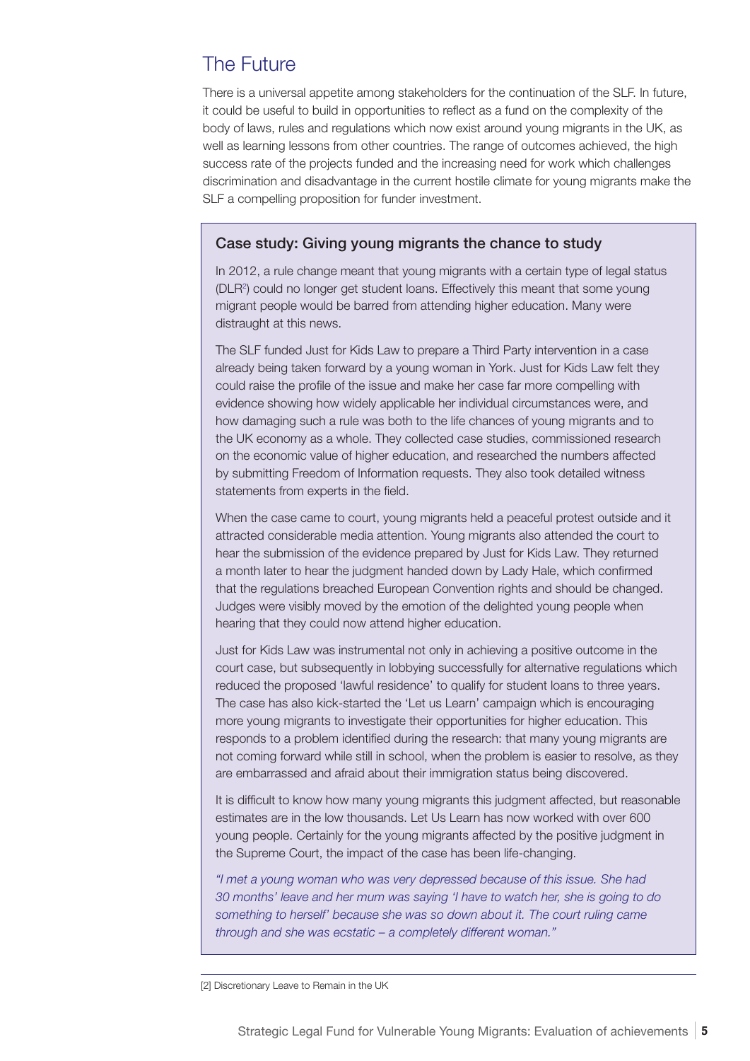## The Future

There is a universal appetite among stakeholders for the continuation of the SLF. In future, it could be useful to build in opportunities to reflect as a fund on the complexity of the body of laws, rules and regulations which now exist around young migrants in the UK, as well as learning lessons from other countries. The range of outcomes achieved, the high success rate of the projects funded and the increasing need for work which challenges discrimination and disadvantage in the current hostile climate for young migrants make the SLF a compelling proposition for funder investment.

### Case study: Giving young migrants the chance to study

In 2012, a rule change meant that young migrants with a certain type of legal status (DLR[2]) could no longer get student loans. Effectively this meant that some young migrant people would be barred from attending higher education. Many were distraught at this news.

The SLF funded Just for Kids Law to prepare a Third Party intervention in a case already being taken forward by a young woman in York. Just for Kids Law felt they could raise the profile of the issue and make her case far more compelling with evidence showing how widely applicable her individual circumstances were, and how damaging such a rule was both to the life chances of young migrants and to the UK economy as a whole. They collected case studies, commissioned research on the economic value of higher education, and researched the numbers affected by submitting Freedom of Information requests. They also took detailed witness statements from experts in the field.

When the case came to court, young migrants held a peaceful protest outside and it attracted considerable media attention. Young migrants also attended the court to hear the submission of the evidence prepared by Just for Kids Law. They returned a month later to hear the judgment handed down by Lady Hale, which confirmed that the regulations breached European Convention rights and should be changed. Judges were visibly moved by the emotion of the delighted young people when hearing that they could now attend higher education.

Just for Kids Law was instrumental not only in achieving a positive outcome in the court case, but subsequently in lobbying successfully for alternative regulations which reduced the proposed 'lawful residence' to qualify for student loans to three years. The case has also kick-started the 'Let us Learn' campaign which is encouraging more young migrants to investigate their opportunities for higher education. This responds to a problem identified during the research: that many young migrants are not coming forward while still in school, when the problem is easier to resolve, as they are embarrassed and afraid about their immigration status being discovered.

It is difficult to know how many young migrants this judgment affected, but reasonable estimates are in the low thousands. Let Us Learn has now worked with over 600 young people. Certainly for the young migrants affected by the positive judgment in the Supreme Court, the impact of the case has been life-changing.

*"I met a young woman who was very depressed because of this issue. She had 30 months' leave and her mum was saying 'I have to watch her, she is going to do something to herself' because she was so down about it. The court ruling came through and she was ecstatic – a completely different woman."*

---

[2] Discretionary Leave to Remain in the UK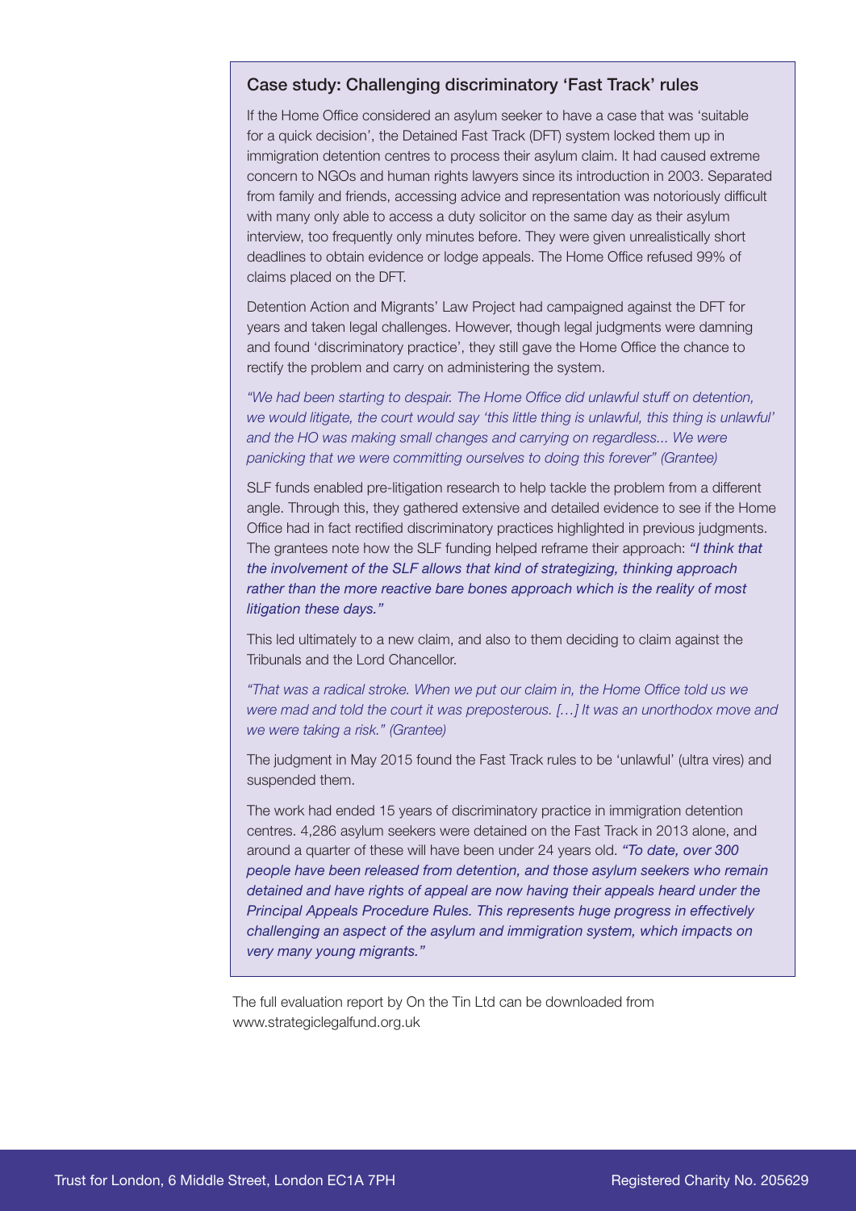## Case study: Challenging discriminatory 'Fast Track' rules

If the Home Office considered an asylum seeker to have a case that was 'suitable for a quick decision', the Detained Fast Track (DFT) system locked them up in immigration detention centres to process their asylum claim. It had caused extreme concern to NGOs and human rights lawyers since its introduction in 2003. Separated from family and friends, accessing advice and representation was notoriously difficult with many only able to access a duty solicitor on the same day as their asylum interview, too frequently only minutes before. They were given unrealistically short deadlines to obtain evidence or lodge appeals. The Home Office refused 99% of claims placed on the DFT.

Detention Action and Migrants' Law Project had campaigned against the DFT for years and taken legal challenges. However, though legal judgments were damning and found 'discriminatory practice', they still gave the Home Office the chance to rectify the problem and carry on administering the system.

*"We had been starting to despair. The Home Office did unlawful stuff on detention, we would litigate, the court would say 'this little thing is unlawful, this thing is unlawful' and the HO was making small changes and carrying on regardless... We were panicking that we were committing ourselves to doing this forever" (Grantee)*

SLF funds enabled pre-litigation research to help tackle the problem from a different angle. Through this, they gathered extensive and detailed evidence to see if the Home Office had in fact rectified discriminatory practices highlighted in previous judgments. The grantees note how the SLF funding helped reframe their approach: *"I think that the involvement of the SLF allows that kind of strategizing, thinking approach rather than the more reactive bare bones approach which is the reality of most litigation these days."*

This led ultimately to a new claim, and also to them deciding to claim against the Tribunals and the Lord Chancellor.

*"That was a radical stroke. When we put our claim in, the Home Office told us we were mad and told the court it was preposterous. […] It was an unorthodox move and we were taking a risk." (Grantee)*

The judgment in May 2015 found the Fast Track rules to be 'unlawful' (ultra vires) and suspended them.

The work had ended 15 years of discriminatory practice in immigration detention centres. 4,286 asylum seekers were detained on the Fast Track in 2013 alone, and around a quarter of these will have been under 24 years old. *"To date, over 300 people have been released from detention, and those asylum seekers who remain detained and have rights of appeal are now having their appeals heard under the Principal Appeals Procedure Rules. This represents huge progress in effectively challenging an aspect of the asylum and immigration system, which impacts on very many young migrants."*

The full evaluation report by On the Tin Ltd can be downloaded from www.strategiclegalfund.org.uk

Trust for London, 6 Middle Street, London EC1A 7PH

Registered Charity No. 205629